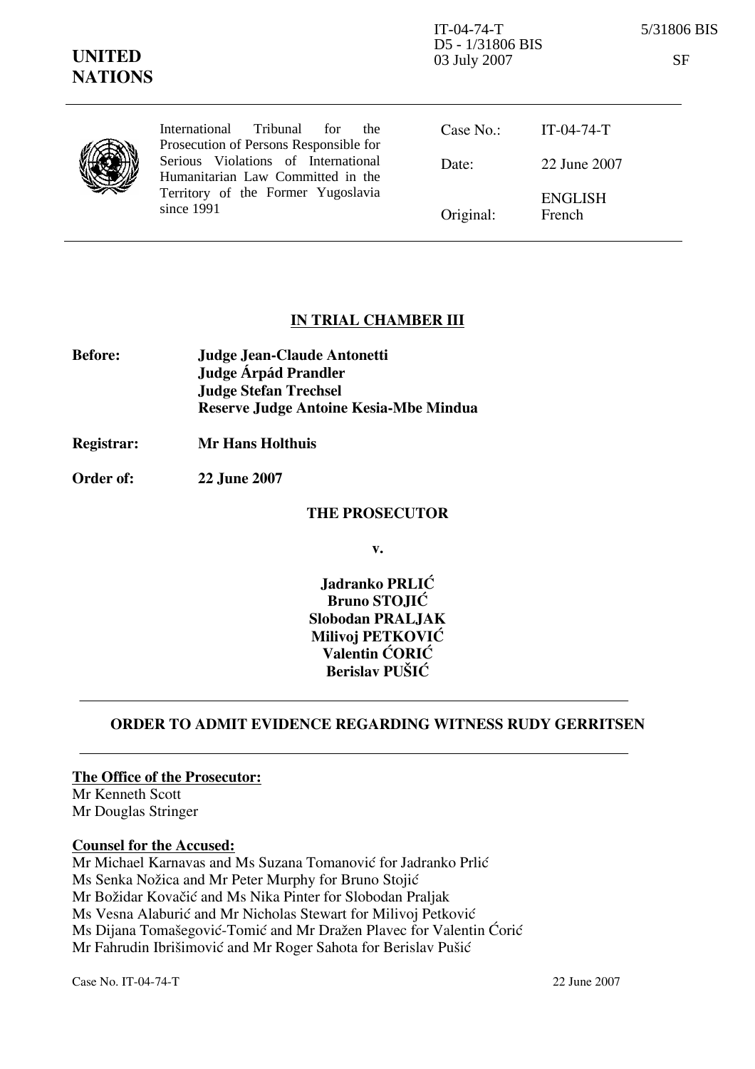IT-04-74-T
D5 - 1/31806 BIS
03 July 2007

5/31806 BIS

SF

**UNITED NATIONS**

International Tribunal for the Prosecution of Persons Responsible for Serious Violations of International Humanitarian Law Committed in the Territory of the Former Yugoslavia since 1991

| | |
|---|---|
| Case No.: | IT-04-74-T |
| Date: | 22 June 2007 |
| Original: | ENGLISH French |

**IN TRIAL CHAMBER III**

| | |
|---|---|
| **Before:** | **Judge Jean-Claude Antonetti** |
| | **Judge Árpád Prandler** |
| | **Judge Stefan Trechsel** |
| | **Reserve Judge Antoine Kesia-Mbe Mindua** |
| **Registrar:** | **Mr Hans Holthuis** |
| **Order of:** | **22 June 2007** |

**THE PROSECUTOR**

**v.**

**Jadranko PRLIĆ**
**Bruno STOJIĆ**
**Slobodan PRALJAK**
**Milivoj PETKOVIĆ**
**Valentin ĆORIĆ**
**Berislav PUŠIĆ**

**ORDER TO ADMIT EVIDENCE REGARDING WITNESS RUDY GERRITSEN**

**The Office of the Prosecutor:**
Mr Kenneth Scott
Mr Douglas Stringer

**Counsel for the Accused:**
Mr Michael Karnavas and Ms Suzana Tomanović for Jadranko Prlić
Ms Senka Nožica and Mr Peter Murphy for Bruno Stojić
Mr Božidar Kovačić and Ms Nika Pinter for Slobodan Praljak
Ms Vesna Alaburić and Mr Nicholas Stewart for Milivoj Petković
Ms Dijana Tomašegović-Tomić and Mr Dražen Plavec for Valentin Ćorić
Mr Fahrudin Ibrišimović and Mr Roger Sahota for Berislav Pušić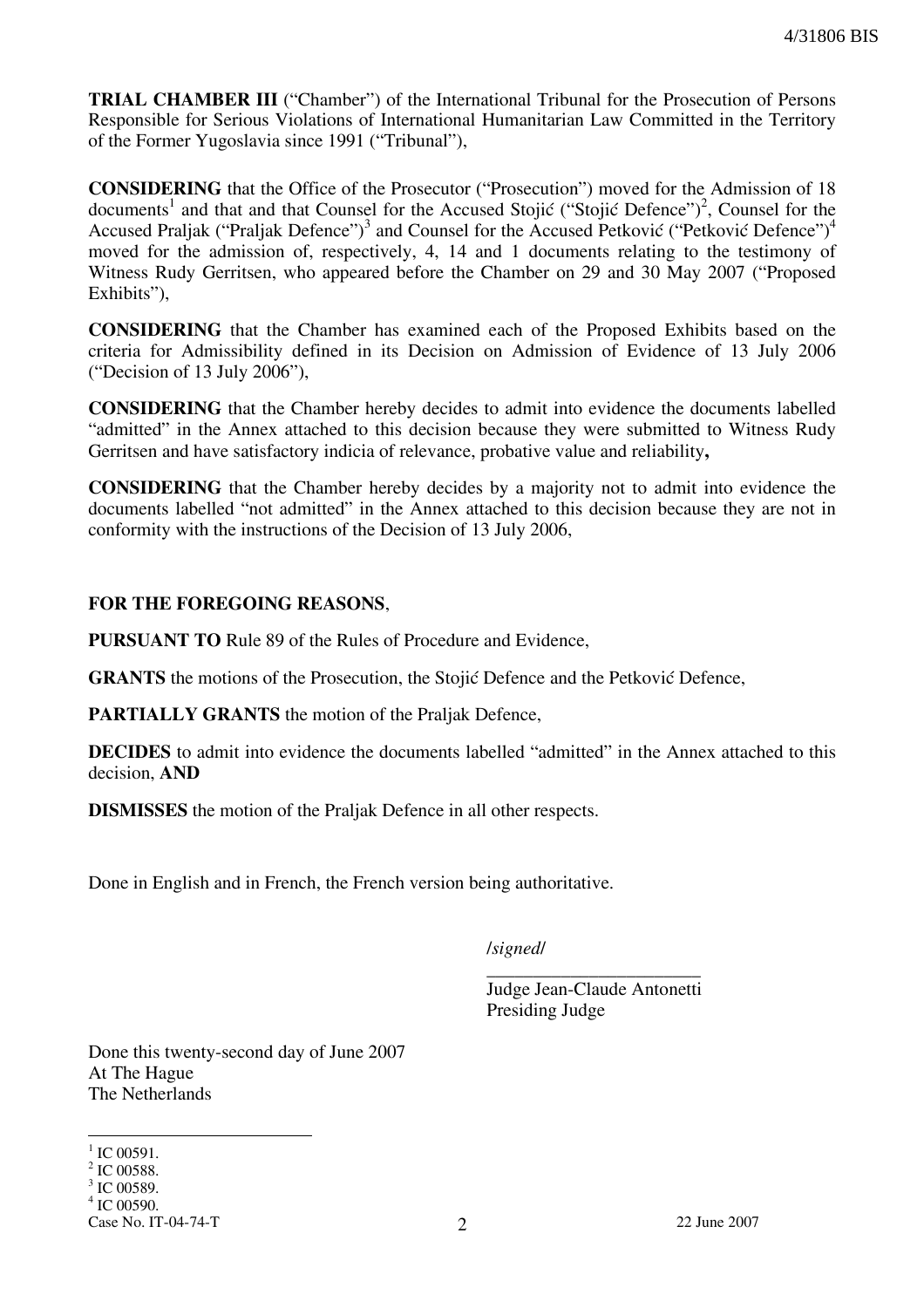**TRIAL CHAMBER III** ("Chamber") of the International Tribunal for the Prosecution of Persons Responsible for Serious Violations of International Humanitarian Law Committed in the Territory of the Former Yugoslavia since 1991 ("Tribunal"),

**CONSIDERING** that the Office of the Prosecutor ("Prosecution") moved for the Admission of 18 documents[1] and that and that Counsel for the Accused Stojić ("Stojić Defence")[2], Counsel for the Accused Praljak ("Praljak Defence")[3] and Counsel for the Accused Petković ("Petković Defence")[4] moved for the admission of, respectively, 4, 14 and 1 documents relating to the testimony of Witness Rudy Gerritsen, who appeared before the Chamber on 29 and 30 May 2007 ("Proposed Exhibits"),

**CONSIDERING** that the Chamber has examined each of the Proposed Exhibits based on the criteria for Admissibility defined in its Decision on Admission of Evidence of 13 July 2006 ("Decision of 13 July 2006"),

**CONSIDERING** that the Chamber hereby decides to admit into evidence the documents labelled "admitted" in the Annex attached to this decision because they were submitted to Witness Rudy Gerritsen and have satisfactory indicia of relevance, probative value and reliability**,**

**CONSIDERING** that the Chamber hereby decides by a majority not to admit into evidence the documents labelled "not admitted" in the Annex attached to this decision because they are not in conformity with the instructions of the Decision of 13 July 2006,

**FOR THE FOREGOING REASONS**,

**PURSUANT TO** Rule 89 of the Rules of Procedure and Evidence,

**GRANTS** the motions of the Prosecution, the Stojić Defence and the Petković Defence,

**PARTIALLY GRANTS** the motion of the Praljak Defence,

**DECIDES** to admit into evidence the documents labelled "admitted" in the Annex attached to this decision, **AND**

**DISMISSES** the motion of the Praljak Defence in all other respects.

Done in English and in French, the French version being authoritative.

*/signed/*

\_\_\_\_\_\_\_\_\_\_\_\_\_\_\_\_\_\_\_\_\_\_\_\_

Judge Jean-Claude Antonetti
Presiding Judge

Done this twenty-second day of June 2007
At The Hague
The Netherlands

---

[1] IC 00591.
[2] IC 00588.
[3] IC 00589.
[4] IC 00590.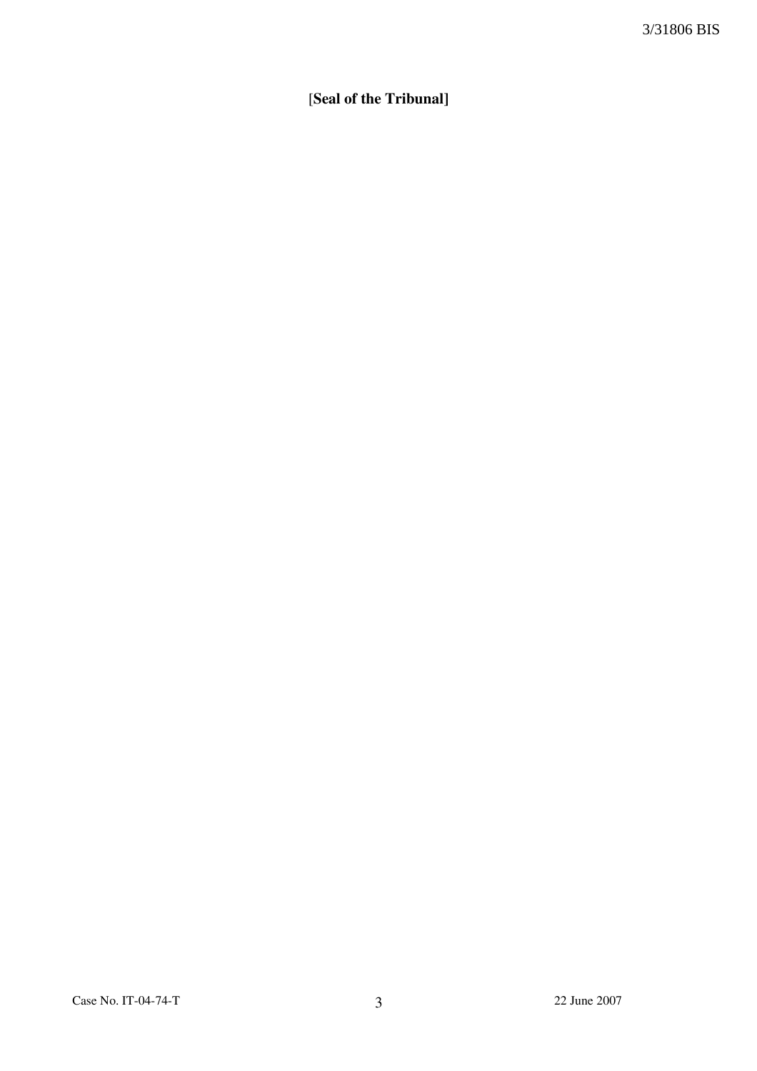[**Seal of the Tribunal]**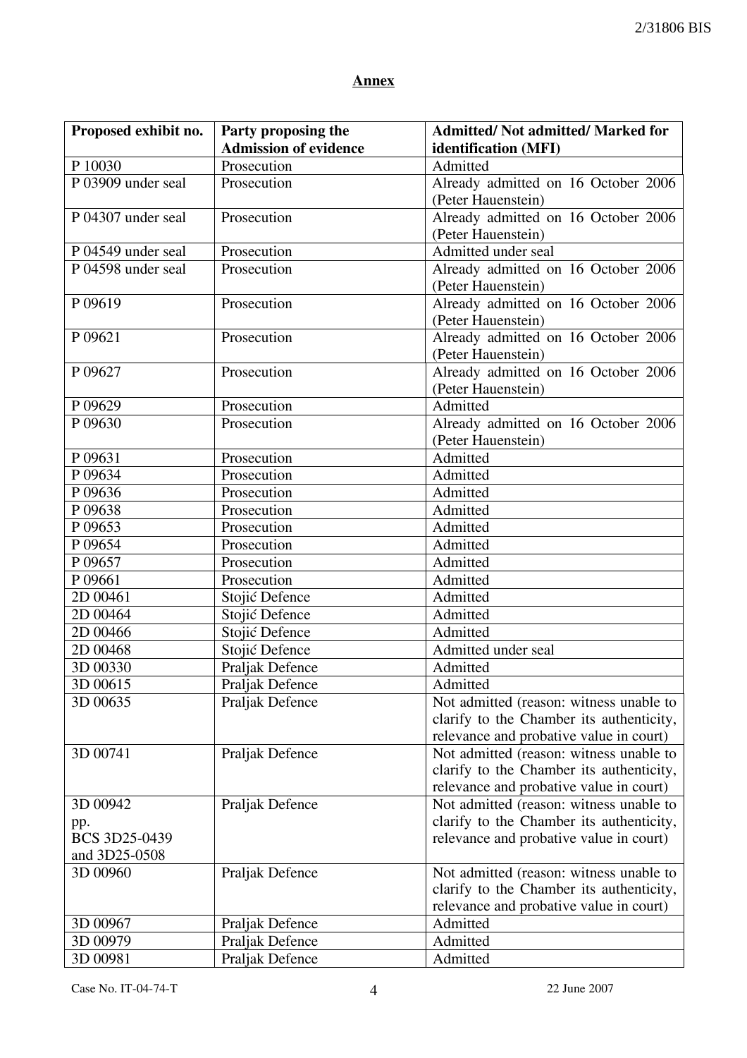## Annex

| Proposed exhibit no. | Party proposing the Admission of evidence | Admitted/ Not admitted/ Marked for identification (MFI) |
|---|---|---|
| P 10030 | Prosecution | Admitted |
| P 03909 under seal | Prosecution | Already admitted on 16 October 2006 (Peter Hauenstein) |
| P 04307 under seal | Prosecution | Already admitted on 16 October 2006 (Peter Hauenstein) |
| P 04549 under seal | Prosecution | Admitted under seal |
| P 04598 under seal | Prosecution | Already admitted on 16 October 2006 (Peter Hauenstein) |
| P 09619 | Prosecution | Already admitted on 16 October 2006 (Peter Hauenstein) |
| P 09621 | Prosecution | Already admitted on 16 October 2006 (Peter Hauenstein) |
| P 09627 | Prosecution | Already admitted on 16 October 2006 (Peter Hauenstein) |
| P 09629 | Prosecution | Admitted |
| P 09630 | Prosecution | Already admitted on 16 October 2006 (Peter Hauenstein) |
| P 09631 | Prosecution | Admitted |
| P 09634 | Prosecution | Admitted |
| P 09636 | Prosecution | Admitted |
| P 09638 | Prosecution | Admitted |
| P 09653 | Prosecution | Admitted |
| P 09654 | Prosecution | Admitted |
| P 09657 | Prosecution | Admitted |
| P 09661 | Prosecution | Admitted |
| 2D 00461 | Stojić Defence | Admitted |
| 2D 00464 | Stojić Defence | Admitted |
| 2D 00466 | Stojić Defence | Admitted |
| 2D 00468 | Stojić Defence | Admitted under seal |
| 3D 00330 | Praljak Defence | Admitted |
| 3D 00615 | Praljak Defence | Admitted |
| 3D 00635 | Praljak Defence | Not admitted (reason: witness unable to clarify to the Chamber its authenticity, relevance and probative value in court) |
| 3D 00741 | Praljak Defence | Not admitted (reason: witness unable to clarify to the Chamber its authenticity, relevance and probative value in court) |
| 3D 00942 pp. BCS 3D25-0439 and 3D25-0508 | Praljak Defence | Not admitted (reason: witness unable to clarify to the Chamber its authenticity, relevance and probative value in court) |
| 3D 00960 | Praljak Defence | Not admitted (reason: witness unable to clarify to the Chamber its authenticity, relevance and probative value in court) |
| 3D 00967 | Praljak Defence | Admitted |
| 3D 00979 | Praljak Defence | Admitted |
| 3D 00981 | Praljak Defence | Admitted |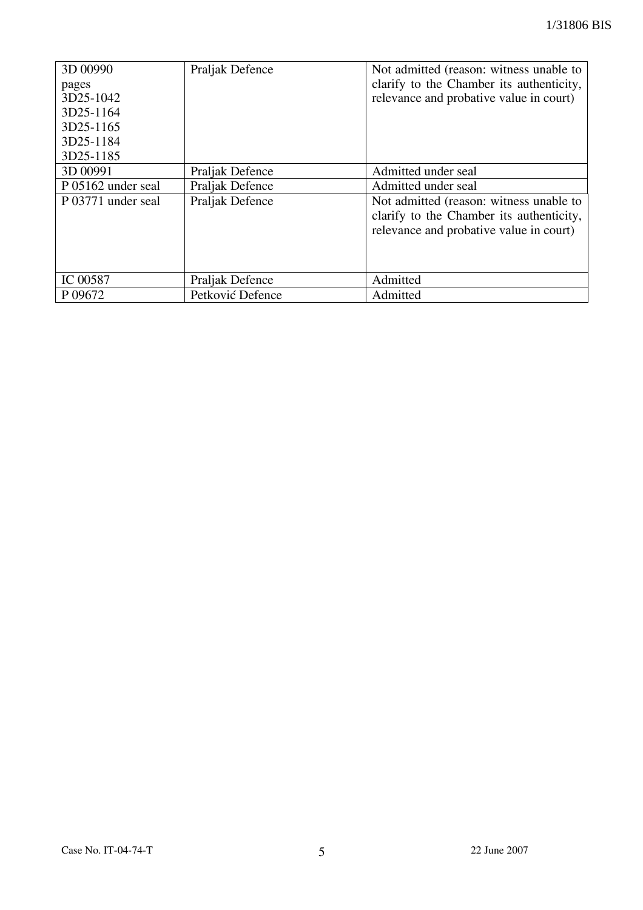| | | |
|---|---|---|
| 3D 00990 pages 3D25-1042 3D25-1164 3D25-1165 3D25-1184 3D25-1185 | Praljak Defence | Not admitted (reason: witness unable to clarify to the Chamber its authenticity, relevance and probative value in court) |
| 3D 00991 | Praljak Defence | Admitted under seal |
| P 05162 under seal | Praljak Defence | Admitted under seal |
| P 03771 under seal | Praljak Defence | Not admitted (reason: witness unable to clarify to the Chamber its authenticity, relevance and probative value in court) |
| IC 00587 | Praljak Defence | Admitted |
| P 09672 | Petković Defence | Admitted |